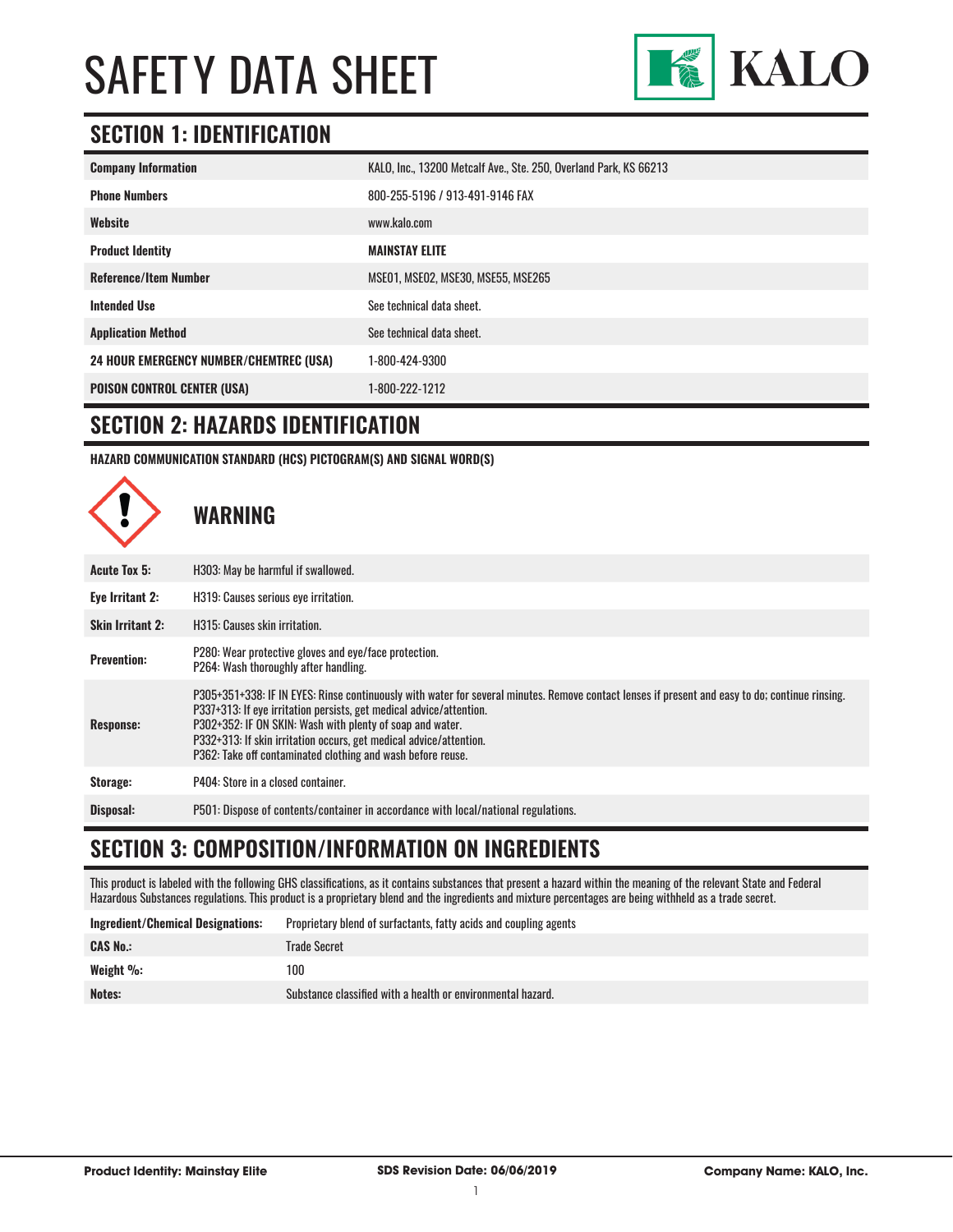# SAFETY DATA SHEET

KALO

## SECTION 1: IDENTIFICATION

| | |
|---|---|
| **Company Information** | KALO, Inc., 13200 Metcalf Ave., Ste. 250, Overland Park, KS 66213 |
| **Phone Numbers** | 800-255-5196 / 913-491-9146 FAX |
| **Website** | www.kalo.com |
| **Product Identity** | **MAINSTAY ELITE** |
| **Reference/Item Number** | MSE01, MSE02, MSE30, MSE55, MSE265 |
| **Intended Use** | See technical data sheet. |
| **Application Method** | See technical data sheet. |
| **24 HOUR EMERGENCY NUMBER/CHEMTREC (USA)** | 1-800-424-9300 |
| **POISON CONTROL CENTER (USA)** | 1-800-222-1212 |

## SECTION 2: HAZARDS IDENTIFICATION

**HAZARD COMMUNICATION STANDARD (HCS) PICTOGRAM(S) AND SIGNAL WORD(S)**

### WARNING

| | |
|---|---|
| **Acute Tox 5:** | H303: May be harmful if swallowed. |
| **Eye Irritant 2:** | H319: Causes serious eye irritation. |
| **Skin Irritant 2:** | H315: Causes skin irritation. |
| **Prevention:** | P280: Wear protective gloves and eye/face protection.<br>P264: Wash thoroughly after handling. |
| **Response:** | P305+351+338: IF IN EYES: Rinse continuously with water for several minutes. Remove contact lenses if present and easy to do; continue rinsing.<br>P337+313: If eye irritation persists, get medical advice/attention.<br>P302+352: IF ON SKIN: Wash with plenty of soap and water.<br>P332+313: If skin irritation occurs, get medical advice/attention.<br>P362: Take off contaminated clothing and wash before reuse. |
| **Storage:** | P404: Store in a closed container. |
| **Disposal:** | P501: Dispose of contents/container in accordance with local/national regulations. |

## SECTION 3: COMPOSITION/INFORMATION ON INGREDIENTS

This product is labeled with the following GHS classifications, as it contains substances that present a hazard within the meaning of the relevant State and Federal Hazardous Substances regulations. This product is a proprietary blend and the ingredients and mixture percentages are being withheld as a trade secret.

| | |
|---|---|
| **Ingredient/Chemical Designations:** | Proprietary blend of surfactants, fatty acids and coupling agents |
| **CAS No.:** | Trade Secret |
| **Weight %:** | 100 |
| **Notes:** | Substance classified with a health or environmental hazard. |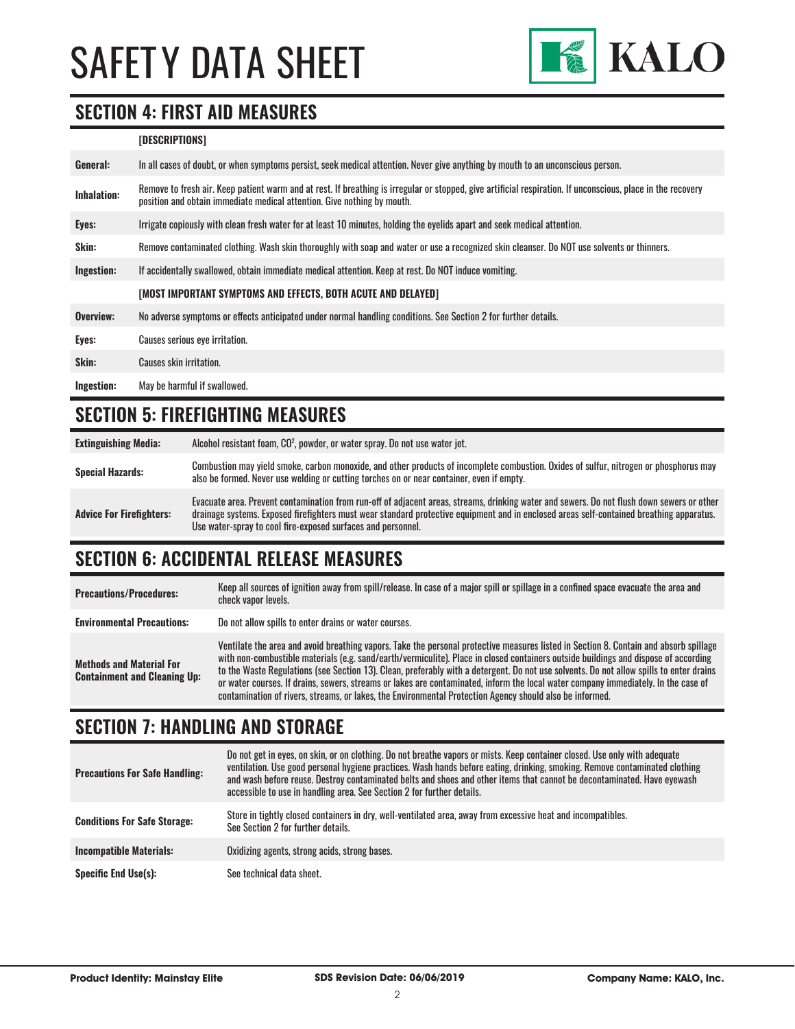## SECTION 4: FIRST AID MEASURES

| | [DESCRIPTIONS] |
|---|---|
| **General:** | In all cases of doubt, or when symptoms persist, seek medical attention. Never give anything by mouth to an unconscious person. |
| **Inhalation:** | Remove to fresh air. Keep patient warm and at rest. If breathing is irregular or stopped, give artificial respiration. If unconscious, place in the recovery position and obtain immediate medical attention. Give nothing by mouth. |
| **Eyes:** | Irrigate copiously with clean fresh water for at least 10 minutes, holding the eyelids apart and seek medical attention. |
| **Skin:** | Remove contaminated clothing. Wash skin thoroughly with soap and water or use a recognized skin cleanser. Do NOT use solvents or thinners. |
| **Ingestion:** | If accidentally swallowed, obtain immediate medical attention. Keep at rest. Do NOT induce vomiting. |
| | **[MOST IMPORTANT SYMPTOMS AND EFFECTS, BOTH ACUTE AND DELAYED]** |
| **Overview:** | No adverse symptoms or effects anticipated under normal handling conditions. See Section 2 for further details. |
| **Eyes:** | Causes serious eye irritation. |
| **Skin:** | Causes skin irritation. |
| **Ingestion:** | May be harmful if swallowed. |

## SECTION 5: FIREFIGHTING MEASURES

| | |
|---|---|
| **Extinguishing Media:** | Alcohol resistant foam, $CO^2$, powder, or water spray. Do not use water jet. |
| **Special Hazards:** | Combustion may yield smoke, carbon monoxide, and other products of incomplete combustion. Oxides of sulfur, nitrogen or phosphorus may also be formed. Never use welding or cutting torches on or near container, even if empty. |
| **Advice For Firefighters:** | Evacuate area. Prevent contamination from run-off of adjacent areas, streams, drinking water and sewers. Do not flush down sewers or other drainage systems. Exposed firefighters must wear standard protective equipment and in enclosed areas self-contained breathing apparatus. Use water-spray to cool fire-exposed surfaces and personnel. |

## SECTION 6: ACCIDENTAL RELEASE MEASURES

| | |
|---|---|
| **Precautions/Procedures:** | Keep all sources of ignition away from spill/release. In case of a major spill or spillage in a confined space evacuate the area and check vapor levels. |
| **Environmental Precautions:** | Do not allow spills to enter drains or water courses. |
| **Methods and Material For Containment and Cleaning Up:** | Ventilate the area and avoid breathing vapors. Take the personal protective measures listed in Section 8. Contain and absorb spillage with non-combustible materials (e.g. sand/earth/vermiculite). Place in closed containers outside buildings and dispose of according to the Waste Regulations (see Section 13). Clean, preferably with a detergent. Do not use solvents. Do not allow spills to enter drains or water courses. If drains, sewers, streams or lakes are contaminated, inform the local water company immediately. In the case of contamination of rivers, streams, or lakes, the Environmental Protection Agency should also be informed. |

## SECTION 7: HANDLING AND STORAGE

| | |
|---|---|
| **Precautions For Safe Handling:** | Do not get in eyes, on skin, or on clothing. Do not breathe vapors or mists. Keep container closed. Use only with adequate ventilation. Use good personal hygiene practices. Wash hands before eating, drinking, smoking. Remove contaminated clothing and wash before reuse. Destroy contaminated belts and shoes and other items that cannot be decontaminated. Have eyewash accessible to use in handling area. See Section 2 for further details. |
| **Conditions For Safe Storage:** | Store in tightly closed containers in dry, well-ventilated area, away from excessive heat and incompatibles. See Section 2 for further details. |
| **Incompatible Materials:** | Oxidizing agents, strong acids, strong bases. |
| **Specific End Use(s):** | See technical data sheet. |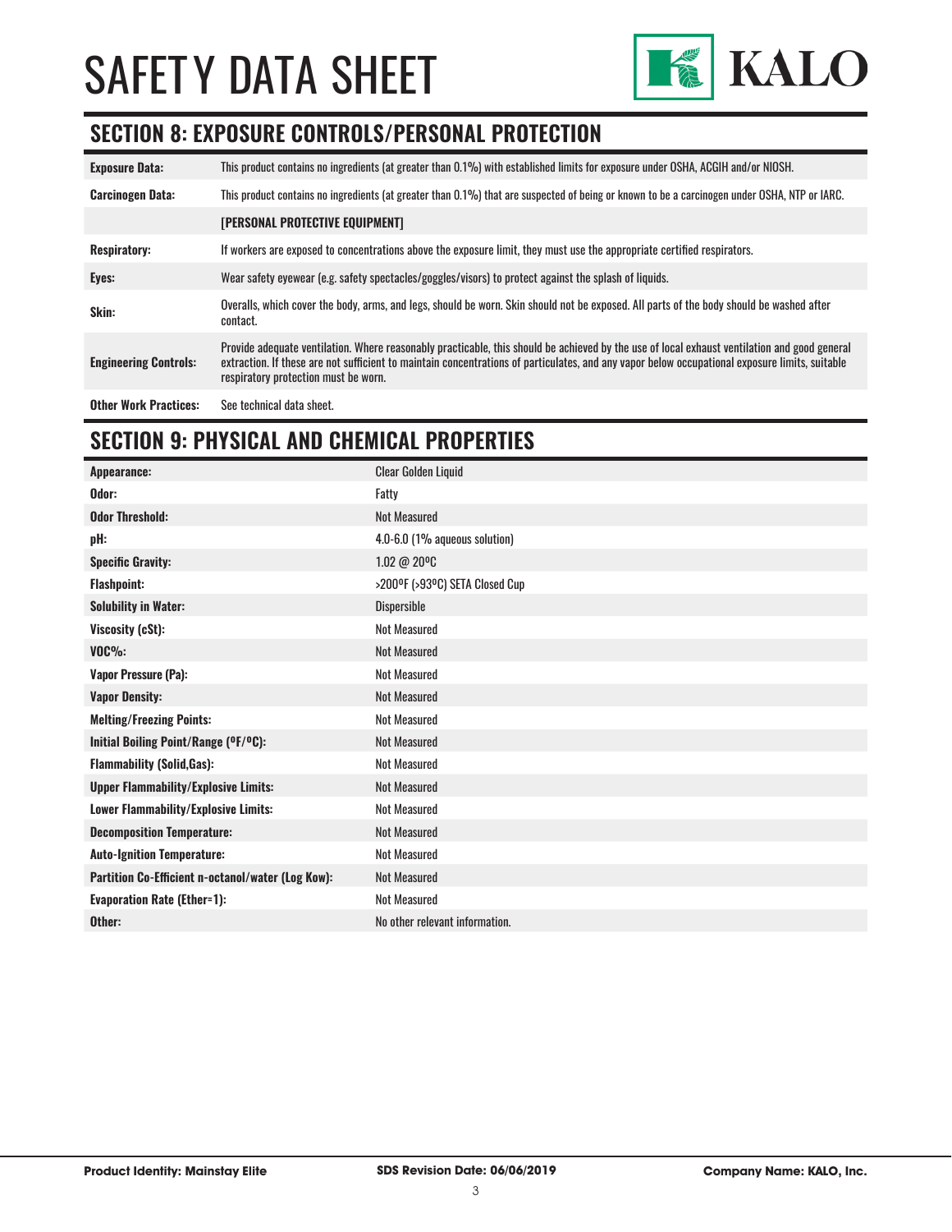# SAFETY DATA SHEET

## SECTION 8: EXPOSURE CONTROLS/PERSONAL PROTECTION

| | |
|---|---|
| **Exposure Data:** | This product contains no ingredients (at greater than 0.1%) with established limits for exposure under OSHA, ACGIH and/or NIOSH. |
| **Carcinogen Data:** | This product contains no ingredients (at greater than 0.1%) that are suspected of being or known to be a carcinogen under OSHA, NTP or IARC. |
| | **[PERSONAL PROTECTIVE EQUIPMENT]** |
| **Respiratory:** | If workers are exposed to concentrations above the exposure limit, they must use the appropriate certified respirators. |
| **Eyes:** | Wear safety eyewear (e.g. safety spectacles/goggles/visors) to protect against the splash of liquids. |
| **Skin:** | Overalls, which cover the body, arms, and legs, should be worn. Skin should not be exposed. All parts of the body should be washed after contact. |
| **Engineering Controls:** | Provide adequate ventilation. Where reasonably practicable, this should be achieved by the use of local exhaust ventilation and good general extraction. If these are not sufficient to maintain concentrations of particulates, and any vapor below occupational exposure limits, suitable respiratory protection must be worn. |
| **Other Work Practices:** | See technical data sheet. |

## SECTION 9: PHYSICAL AND CHEMICAL PROPERTIES

| | |
|---|---|
| **Appearance:** | Clear Golden Liquid |
| **Odor:** | Fatty |
| **Odor Threshold:** | Not Measured |
| **pH:** | 4.0-6.0 (1% aqueous solution) |
| **Specific Gravity:** | 1.02 @ 20ºC |
| **Flashpoint:** | >200ºF (>93ºC) SETA Closed Cup |
| **Solubility in Water:** | Dispersible |
| **Viscosity (cSt):** | Not Measured |
| **VOC%:** | Not Measured |
| **Vapor Pressure (Pa):** | Not Measured |
| **Vapor Density:** | Not Measured |
| **Melting/Freezing Points:** | Not Measured |
| **Initial Boiling Point/Range (ºF/ºC):** | Not Measured |
| **Flammability (Solid,Gas):** | Not Measured |
| **Upper Flammability/Explosive Limits:** | Not Measured |
| **Lower Flammability/Explosive Limits:** | Not Measured |
| **Decomposition Temperature:** | Not Measured |
| **Auto-Ignition Temperature:** | Not Measured |
| **Partition Co-Efficient n-octanol/water (Log Kow):** | Not Measured |
| **Evaporation Rate (Ether=1):** | Not Measured |
| **Other:** | No other relevant information. |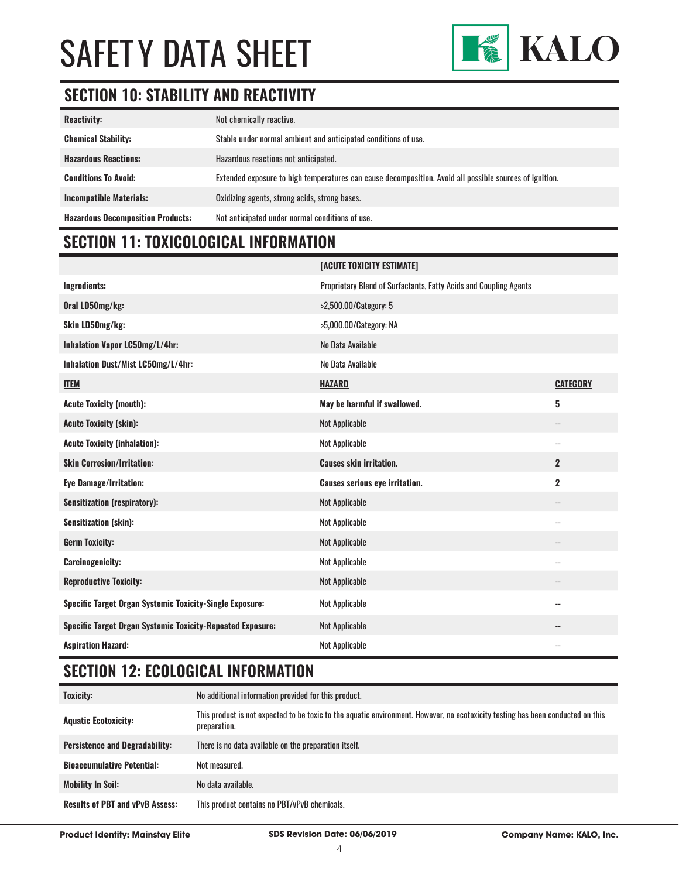## SECTION 10: STABILITY AND REACTIVITY

| | |
|---|---|
| **Reactivity:** | Not chemically reactive. |
| **Chemical Stability:** | Stable under normal ambient and anticipated conditions of use. |
| **Hazardous Reactions:** | Hazardous reactions not anticipated. |
| **Conditions To Avoid:** | Extended exposure to high temperatures can cause decomposition. Avoid all possible sources of ignition. |
| **Incompatible Materials:** | Oxidizing agents, strong acids, strong bases. |
| **Hazardous Decomposition Products:** | Not anticipated under normal conditions of use. |

## SECTION 11: TOXICOLOGICAL INFORMATION

| | [ACUTE TOXICITY ESTIMATE] | |
|---|---|---|
| **Ingredients:** | Proprietary Blend of Surfactants, Fatty Acids and Coupling Agents | |
| **Oral LD50mg/kg:** | >2,500.00/Category: 5 | |
| **Skin LD50mg/kg:** | >5,000.00/Category: NA | |
| **Inhalation Vapor LC50mg/L/4hr:** | No Data Available | |
| **Inhalation Dust/Mist LC50mg/L/4hr:** | No Data Available | |
| **ITEM** | **HAZARD** | **CATEGORY** |
| **Acute Toxicity (mouth):** | **May be harmful if swallowed.** | **5** |
| **Acute Toxicity (skin):** | Not Applicable | -- |
| **Acute Toxicity (inhalation):** | Not Applicable | -- |
| **Skin Corrosion/Irritation:** | **Causes skin irritation.** | **2** |
| **Eye Damage/Irritation:** | **Causes serious eye irritation.** | **2** |
| **Sensitization (respiratory):** | Not Applicable | -- |
| **Sensitization (skin):** | Not Applicable | -- |
| **Germ Toxicity:** | Not Applicable | -- |
| **Carcinogenicity:** | Not Applicable | -- |
| **Reproductive Toxicity:** | Not Applicable | -- |
| **Specific Target Organ Systemic Toxicity-Single Exposure:** | Not Applicable | -- |
| **Specific Target Organ Systemic Toxicity-Repeated Exposure:** | Not Applicable | -- |
| **Aspiration Hazard:** | Not Applicable | -- |

## SECTION 12: ECOLOGICAL INFORMATION

| | |
|---|---|
| **Toxicity:** | No additional information provided for this product. |
| **Aquatic Ecotoxicity:** | This product is not expected to be toxic to the aquatic environment. However, no ecotoxicity testing has been conducted on this preparation. |
| **Persistence and Degradability:** | There is no data available on the preparation itself. |
| **Bioaccumulative Potential:** | Not measured. |
| **Mobility In Soil:** | No data available. |
| **Results of PBT and vPvB Assess:** | This product contains no PBT/vPvB chemicals. |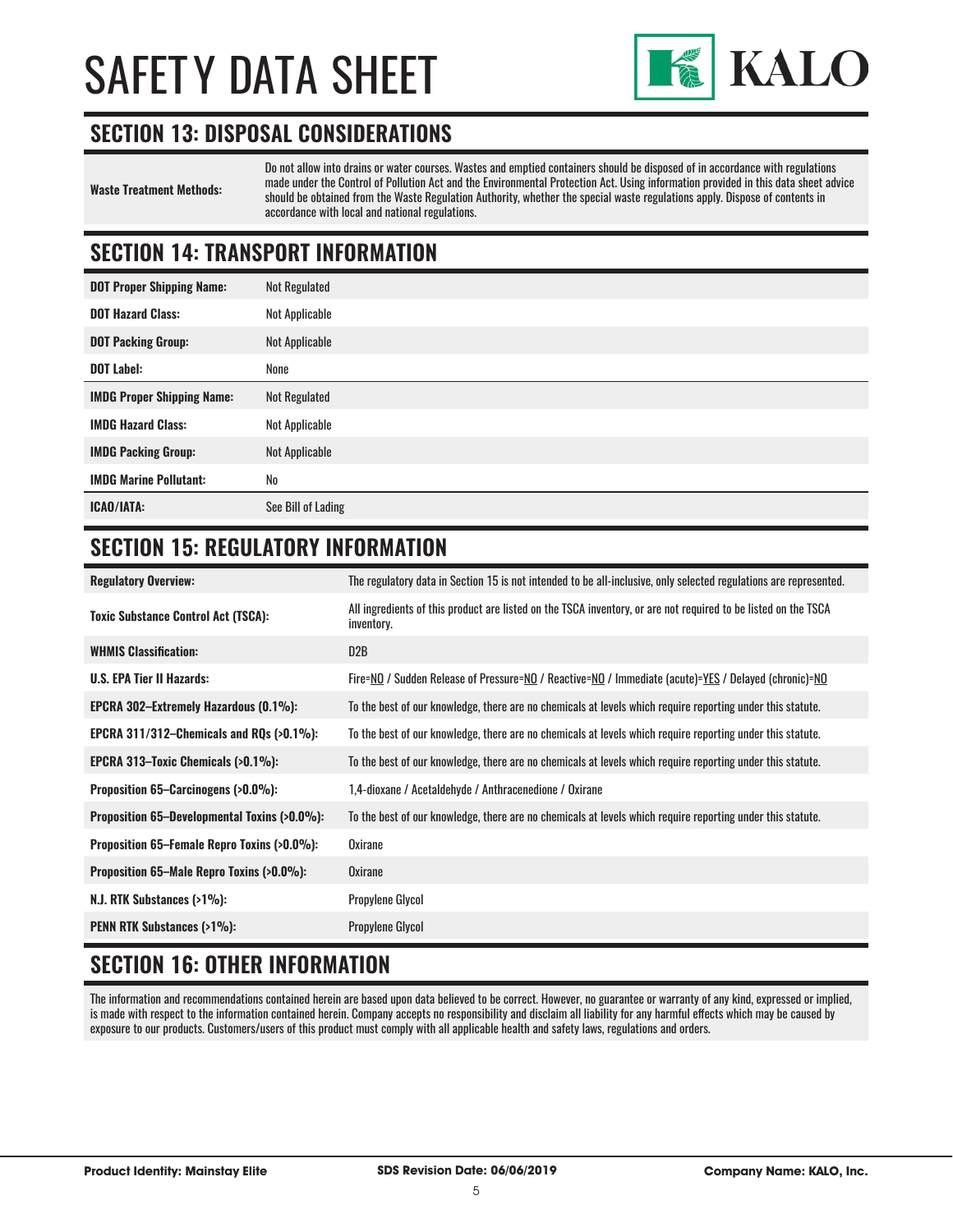## SECTION 13: DISPOSAL CONSIDERATIONS

| | |
|---|---|
| **Waste Treatment Methods:** | Do not allow into drains or water courses. Wastes and emptied containers should be disposed of in accordance with regulations made under the Control of Pollution Act and the Environmental Protection Act. Using information provided in this data sheet advice should be obtained from the Waste Regulation Authority, whether the special waste regulations apply. Dispose of contents in accordance with local and national regulations. |

## SECTION 14: TRANSPORT INFORMATION

| | |
|---|---|
| **DOT Proper Shipping Name:** | Not Regulated |
| **DOT Hazard Class:** | Not Applicable |
| **DOT Packing Group:** | Not Applicable |
| **DOT Label:** | None |
| **IMDG Proper Shipping Name:** | Not Regulated |
| **IMDG Hazard Class:** | Not Applicable |
| **IMDG Packing Group:** | Not Applicable |
| **IMDG Marine Pollutant:** | No |
| **ICAO/IATA:** | See Bill of Lading |

## SECTION 15: REGULATORY INFORMATION

| | |
|---|---|
| **Regulatory Overview:** | The regulatory data in Section 15 is not intended to be all-inclusive, only selected regulations are represented. |
| **Toxic Substance Control Act (TSCA):** | All ingredients of this product are listed on the TSCA inventory, or are not required to be listed on the TSCA inventory. |
| **WHMIS Classification:** | D2B |
| **U.S. EPA Tier II Hazards:** | Fire=NO / Sudden Release of Pressure=NO / Reactive=NO / Immediate (acute)=YES / Delayed (chronic)=NO |
| **EPCRA 302–Extremely Hazardous (0.1%):** | To the best of our knowledge, there are no chemicals at levels which require reporting under this statute. |
| **EPCRA 311/312–Chemicals and RQs (>0.1%):** | To the best of our knowledge, there are no chemicals at levels which require reporting under this statute. |
| **EPCRA 313–Toxic Chemicals (>0.1%):** | To the best of our knowledge, there are no chemicals at levels which require reporting under this statute. |
| **Proposition 65–Carcinogens (>0.0%):** | 1,4-dioxane / Acetaldehyde / Anthracenedione / Oxirane |
| **Proposition 65–Developmental Toxins (>0.0%):** | To the best of our knowledge, there are no chemicals at levels which require reporting under this statute. |
| **Proposition 65–Female Repro Toxins (>0.0%):** | Oxirane |
| **Proposition 65–Male Repro Toxins (>0.0%):** | Oxirane |
| **N.J. RTK Substances (>1%):** | Propylene Glycol |
| **PENN RTK Substances (>1%):** | Propylene Glycol |

## SECTION 16: OTHER INFORMATION

The information and recommendations contained herein are based upon data believed to be correct. However, no guarantee or warranty of any kind, expressed or implied, is made with respect to the information contained herein. Company accepts no responsibility and disclaim all liability for any harmful effects which may be caused by exposure to our products. Customers/users of this product must comply with all applicable health and safety laws, regulations and orders.